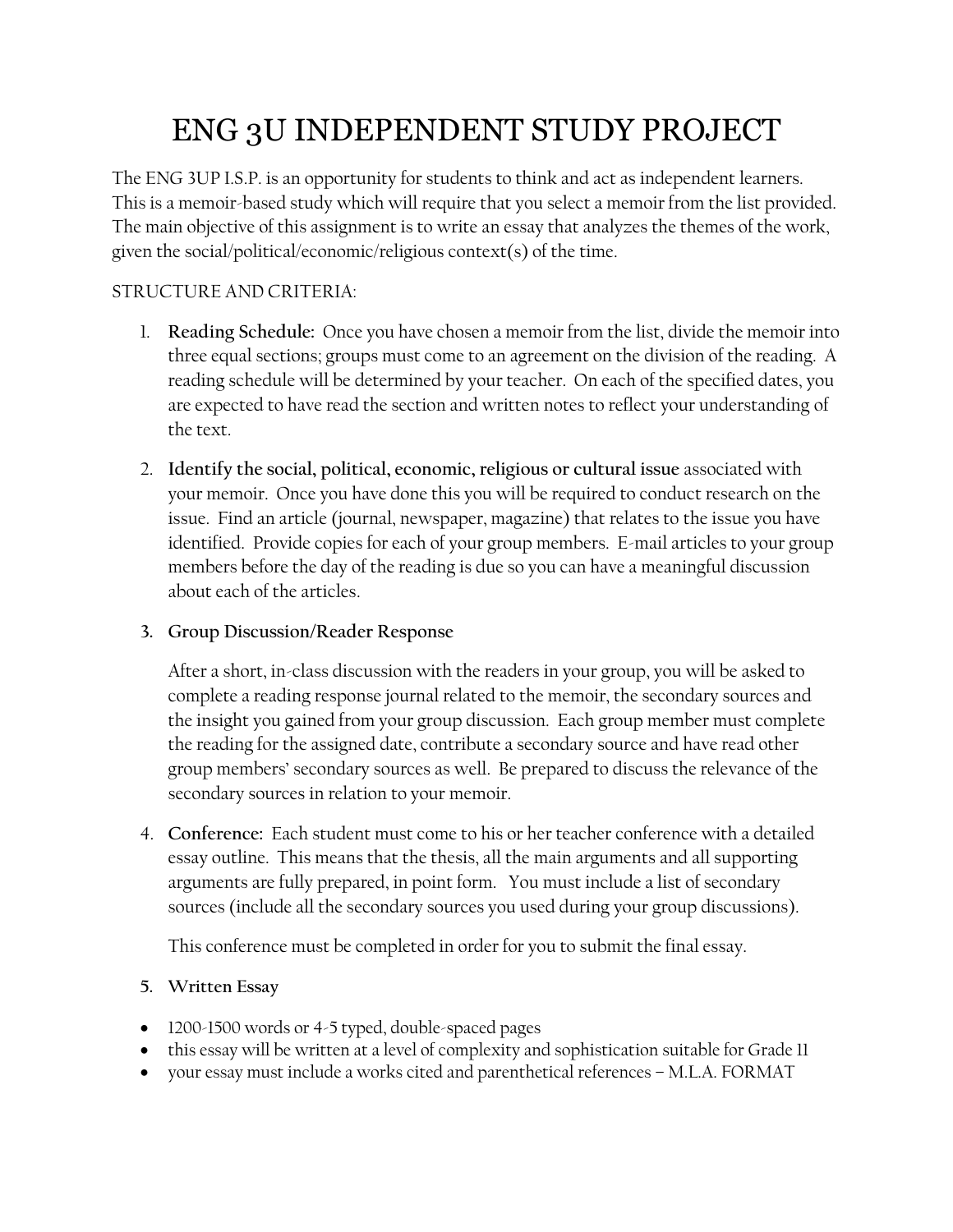# ENG 3U INDEPENDENT STUDY PROJECT

The ENG 3UP I.S.P. is an opportunity for students to think and act as independent learners. This is a memoir-based study which will require that you select a memoir from the list provided. The main objective of this assignment is to write an essay that analyzes the themes of the work, given the social/political/economic/religious context(s) of the time.

STRUCTURE AND CRITERIA:

1. **Reading Schedule:** Once you have chosen a memoir from the list, divide the memoir into three equal sections; groups must come to an agreement on the division of the reading. A reading schedule will be determined by your teacher. On each of the specified dates, you are expected to have read the section and written notes to reflect your understanding of the text.

2. **Identify the social, political, economic, religious or cultural issue** associated with your memoir. Once you have done this you will be required to conduct research on the issue. Find an article (journal, newspaper, magazine) that relates to the issue you have identified. Provide copies for each of your group members. E-mail articles to your group members before the day of the reading is due so you can have a meaningful discussion about each of the articles.

3. **Group Discussion/Reader Response**

   After a short, in-class discussion with the readers in your group, you will be asked to complete a reading response journal related to the memoir, the secondary sources and the insight you gained from your group discussion. Each group member must complete the reading for the assigned date, contribute a secondary source and have read other group members' secondary sources as well. Be prepared to discuss the relevance of the secondary sources in relation to your memoir.

4. **Conference:** Each student must come to his or her teacher conference with a detailed essay outline. This means that the thesis, all the main arguments and all supporting arguments are fully prepared, in point form. You must include a list of secondary sources (include all the secondary sources you used during your group discussions).

   This conference must be completed in order for you to submit the final essay.

5. **Written Essay**

- 1200-1500 words or 4-5 typed, double-spaced pages
- this essay will be written at a level of complexity and sophistication suitable for Grade 11
- your essay must include a works cited and parenthetical references – M.L.A. FORMAT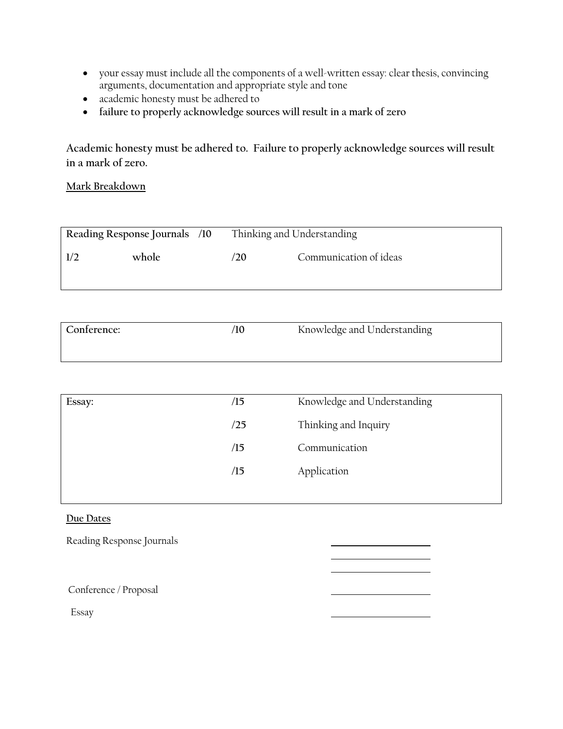- your essay must include all the components of a well-written essay: clear thesis, convincing arguments, documentation and appropriate style and tone
- academic honesty must be adhered to
- **failure to properly acknowledge sources will result in a mark of zero**

**Academic honesty must be adhered to. Failure to properly acknowledge sources will result in a mark of zero.**

**Mark Breakdown**

| **Reading Response Journals** | **/10** | Thinking and Understanding |
|---|---|---|
| **1/2 whole** | **/20** | Communication of ideas |

| **Conference:** | **/10** | Knowledge and Understanding |
|---|---|---|

| **Essay:** | **/15** | Knowledge and Understanding |
|---|---|---|
| | **/25** | Thinking and Inquiry |
| | **/15** | Communication |
| | **/15** | Application |

**Due Dates**

Reading Response Journals ____________________

____________________

____________________

Conference / Proposal ____________________

Essay ____________________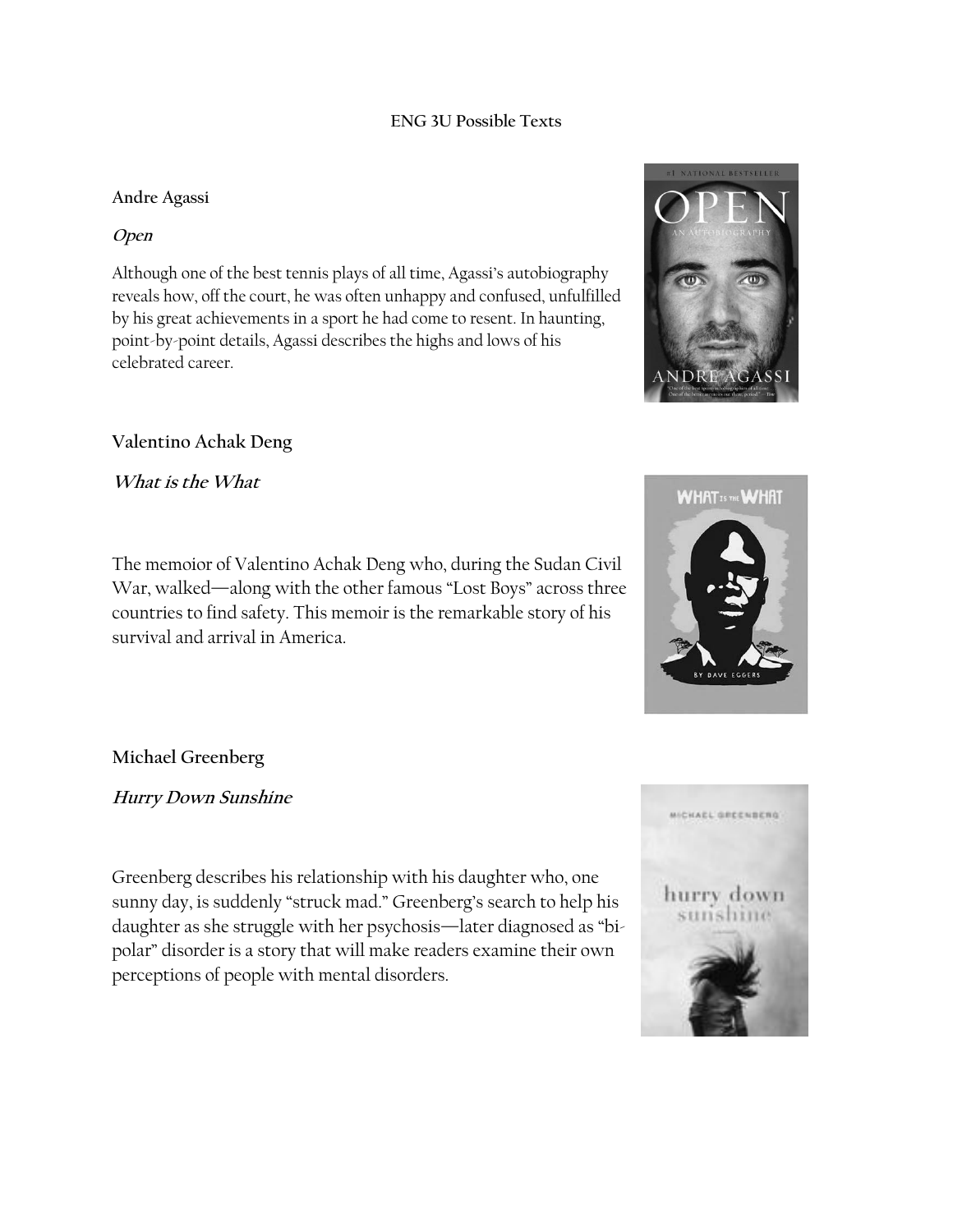# ENG 3U Possible Texts

**Andre Agassi**

***Open***

Although one of the best tennis plays of all time, Agassi's autobiography reveals how, off the court, he was often unhappy and confused, unfulfilled by his great achievements in a sport he had come to resent. In haunting, point-by-point details, Agassi describes the highs and lows of his celebrated career.

**Valentino Achak Deng**

***What is the What***

The memoior of Valentino Achak Deng who, during the Sudan Civil War, walked—along with the other famous "Lost Boys" across three countries to find safety. This memoir is the remarkable story of his survival and arrival in America.

**Michael Greenberg**

***Hurry Down Sunshine***

Greenberg describes his relationship with his daughter who, one sunny day, is suddenly "struck mad." Greenberg's search to help his daughter as she struggle with her psychosis—later diagnosed as "bi-polar" disorder is a story that will make readers examine their own perceptions of people with mental disorders.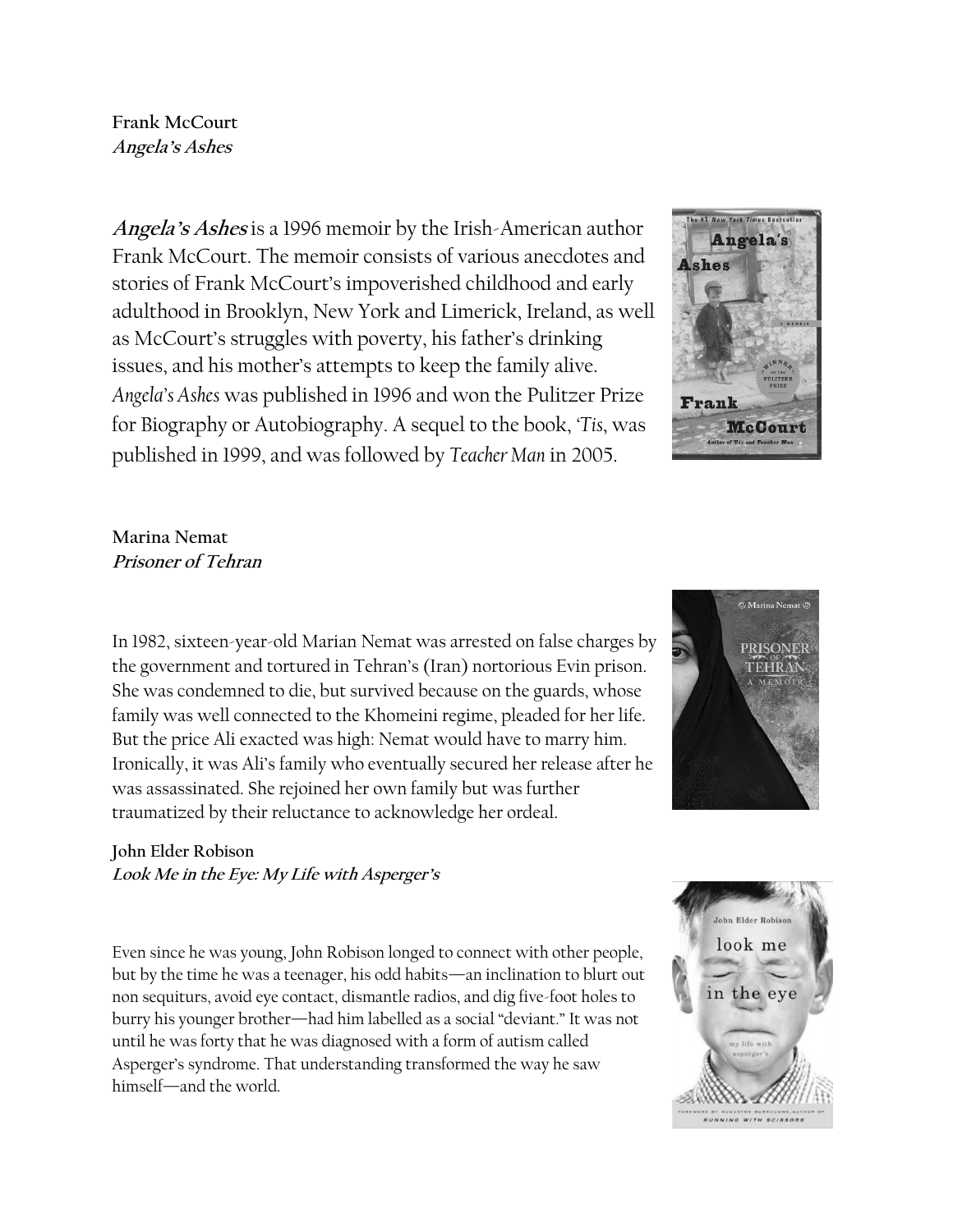**Frank McCourt**
***Angela's Ashes***

***Angela's Ashes*** is a 1996 memoir by the Irish-American author Frank McCourt. The memoir consists of various anecdotes and stories of Frank McCourt's impoverished childhood and early adulthood in Brooklyn, New York and Limerick, Ireland, as well as McCourt's struggles with poverty, his father's drinking issues, and his mother's attempts to keep the family alive. *Angela's Ashes* was published in 1996 and won the Pulitzer Prize for Biography or Autobiography. A sequel to the book, *'Tis*, was published in 1999, and was followed by *Teacher Man* in 2005.

**Marina Nemat**
***Prisoner of Tehran***

In 1982, sixteen-year-old Marian Nemat was arrested on false charges by the government and tortured in Tehran's (Iran) nortorious Evin prison. She was condemned to die, but survived because on the guards, whose family was well connected to the Khomeini regime, pleaded for her life. But the price Ali exacted was high: Nemat would have to marry him. Ironically, it was Ali's family who eventually secured her release after he was assassinated. She rejoined her own family but was further traumatized by their reluctance to acknowledge her ordeal.

**John Elder Robison**
***Look Me in the Eye: My Life with Asperger's***

Even since he was young, John Robison longed to connect with other people, but by the time he was a teenager, his odd habits—an inclination to blurt out non sequiturs, avoid eye contact, dismantle radios, and dig five-foot holes to burry his younger brother—had him labelled as a social "deviant." It was not until he was forty that he was diagnosed with a form of autism called Asperger's syndrome. That understanding transformed the way he saw himself—and the world.